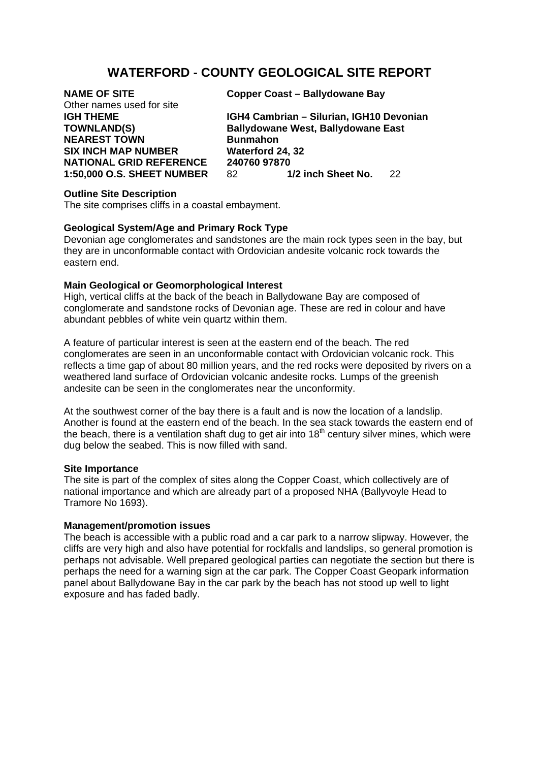# WATERFORD - COUNTY GEOLOGICAL SITE REPORT

| | |
|---|---|
| **NAME OF SITE** | **Copper Coast – Ballydowane Bay** |
| Other names used for site | |
| **IGH THEME** | **IGH4 Cambrian – Silurian, IGH10 Devonian** |
| **TOWNLAND(S)** | **Ballydowane West, Ballydowane East** |
| **NEAREST TOWN** | **Bunmahon** |
| **SIX INCH MAP NUMBER** | **Waterford 24, 32** |
| **NATIONAL GRID REFERENCE** | **240760 97870** |
| **1:50,000 O.S. SHEET NUMBER** | 82 **1/2 inch Sheet No.** 22 |

**Outline Site Description**

The site comprises cliffs in a coastal embayment.

**Geological System/Age and Primary Rock Type**

Devonian age conglomerates and sandstones are the main rock types seen in the bay, but they are in unconformable contact with Ordovician andesite volcanic rock towards the eastern end.

**Main Geological or Geomorphological Interest**

High, vertical cliffs at the back of the beach in Ballydowane Bay are composed of conglomerate and sandstone rocks of Devonian age. These are red in colour and have abundant pebbles of white vein quartz within them.

A feature of particular interest is seen at the eastern end of the beach. The red conglomerates are seen in an unconformable contact with Ordovician volcanic rock. This reflects a time gap of about 80 million years, and the red rocks were deposited by rivers on a weathered land surface of Ordovician volcanic andesite rocks. Lumps of the greenish andesite can be seen in the conglomerates near the unconformity.

At the southwest corner of the bay there is a fault and is now the location of a landslip. Another is found at the eastern end of the beach. In the sea stack towards the eastern end of the beach, there is a ventilation shaft dug to get air into 18th century silver mines, which were dug below the seabed. This is now filled with sand.

**Site Importance**

The site is part of the complex of sites along the Copper Coast, which collectively are of national importance and which are already part of a proposed NHA (Ballyvoyle Head to Tramore No 1693).

**Management/promotion issues**

The beach is accessible with a public road and a car park to a narrow slipway. However, the cliffs are very high and also have potential for rockfalls and landslips, so general promotion is perhaps not advisable. Well prepared geological parties can negotiate the section but there is perhaps the need for a warning sign at the car park. The Copper Coast Geopark information panel about Ballydowane Bay in the car park by the beach has not stood up well to light exposure and has faded badly.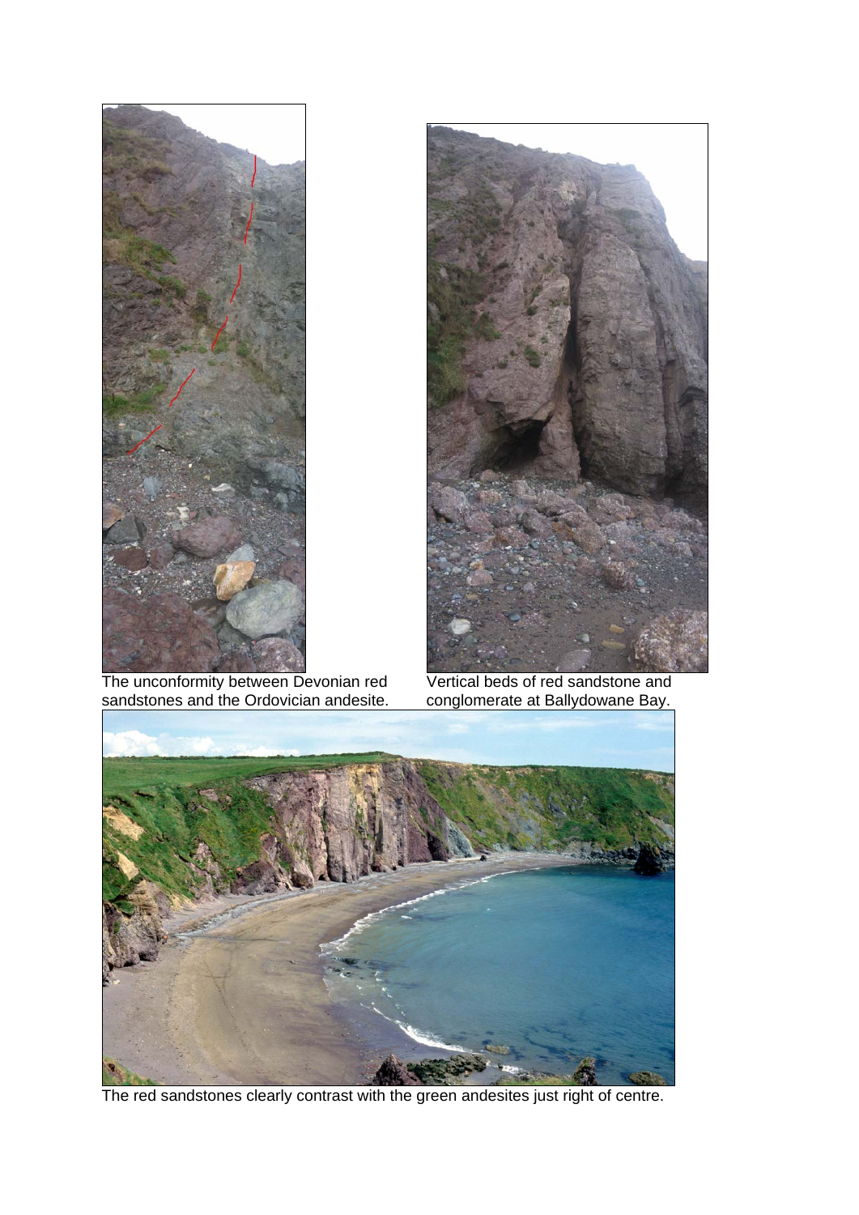The unconformity between Devonian red sandstones and the Ordovician andesite.

Vertical beds of red sandstone and conglomerate at Ballydowane Bay.

The red sandstones clearly contrast with the green andesites just right of centre.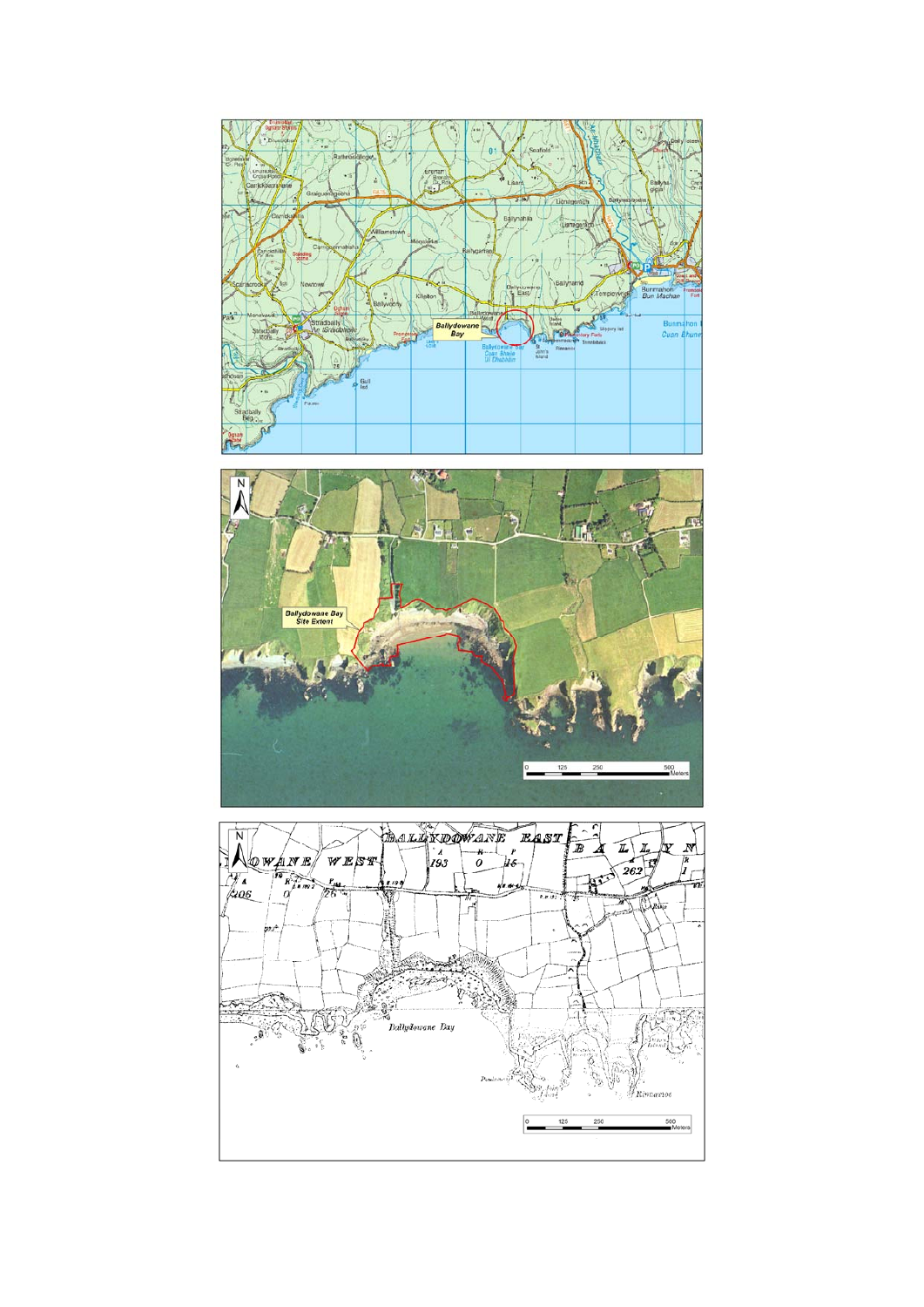Ballydowane Bay

N

Ballydowane Bay Site Extent

0 125 250 500 Meters

N

BALLYDOWANE EAST

BALLYN

OWANE WEST

Ballydowane Bay

0 125 250 500 Meters